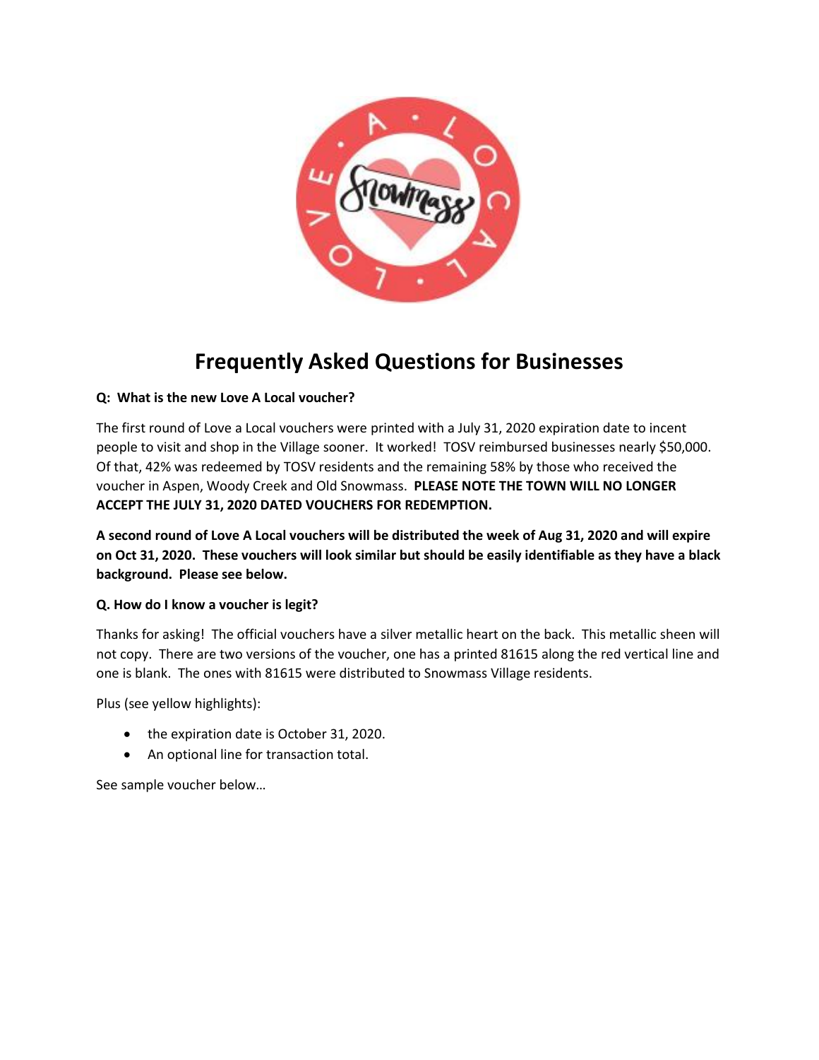# Frequently Asked Questions for Businesses

**Q: What is the new Love A Local voucher?**

The first round of Love a Local vouchers were printed with a July 31, 2020 expiration date to incent people to visit and shop in the Village sooner. It worked! TOSV reimbursed businesses nearly $50,000. Of that, 42% was redeemed by TOSV residents and the remaining 58% by those who received the voucher in Aspen, Woody Creek and Old Snowmass. **PLEASE NOTE THE TOWN WILL NO LONGER ACCEPT THE JULY 31, 2020 DATED VOUCHERS FOR REDEMPTION.**

**A second round of Love A Local vouchers will be distributed the week of Aug 31, 2020 and will expire on Oct 31, 2020. These vouchers will look similar but should be easily identifiable as they have a black background. Please see below.**

**Q. How do I know a voucher is legit?**

Thanks for asking! The official vouchers have a silver metallic heart on the back. This metallic sheen will not copy. There are two versions of the voucher, one has a printed 81615 along the red vertical line and one is blank. The ones with 81615 were distributed to Snowmass Village residents.

Plus (see yellow highlights):

- the expiration date is October 31, 2020.
- An optional line for transaction total.

See sample voucher below…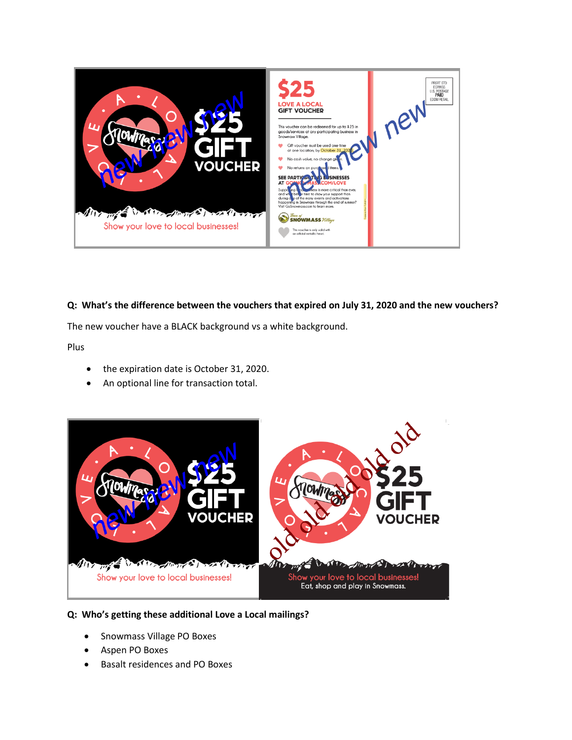**Q: What's the difference between the vouchers that expired on July 31, 2020 and the new vouchers?**

The new voucher have a BLACK background vs a white background.

Plus

- the expiration date is October 31, 2020.
- An optional line for transaction total.

**Q: Who's getting these additional Love a Local mailings?**

- Snowmass Village PO Boxes
- Aspen PO Boxes
- Basalt residences and PO Boxes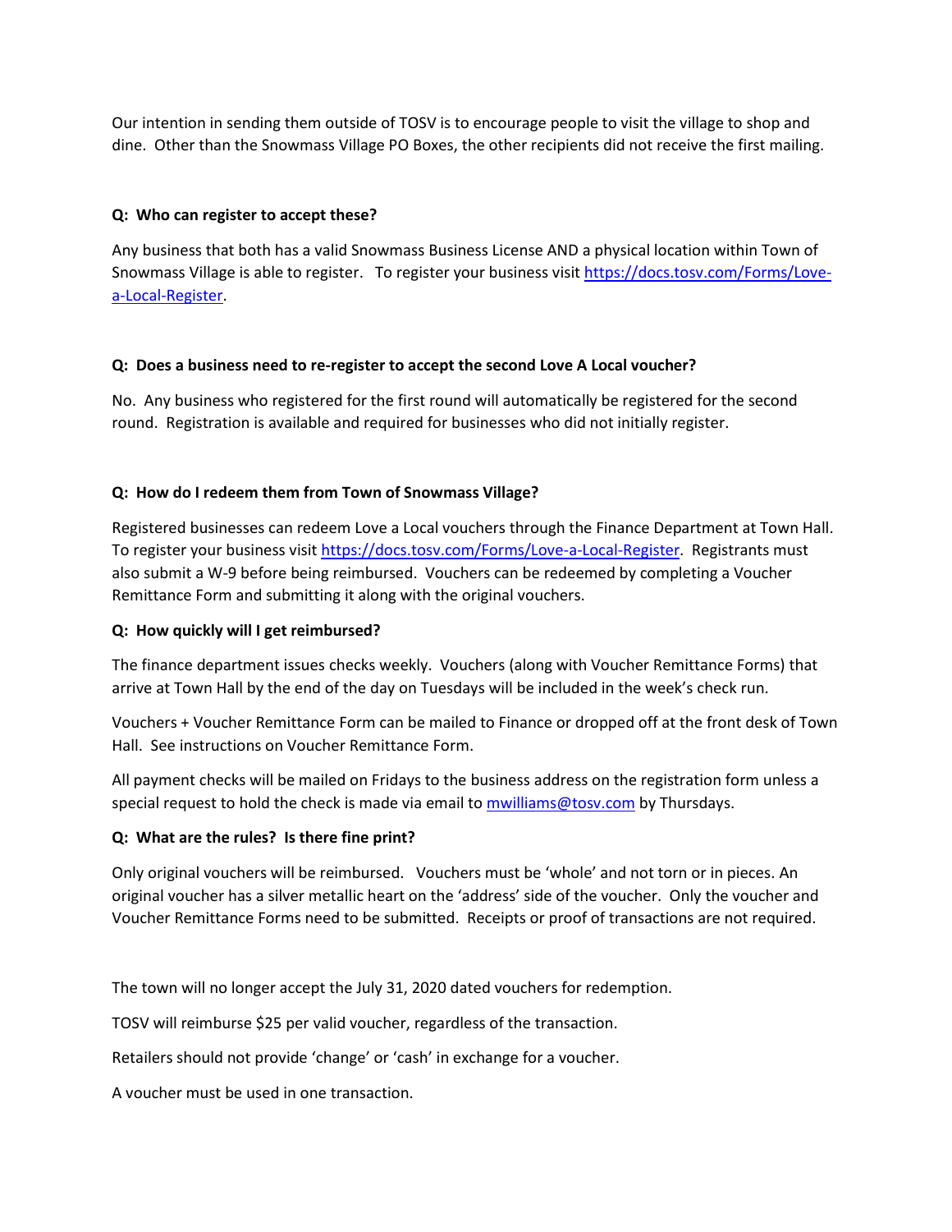Our intention in sending them outside of TOSV is to encourage people to visit the village to shop and dine. Other than the Snowmass Village PO Boxes, the other recipients did not receive the first mailing.

**Q: Who can register to accept these?**

Any business that both has a valid Snowmass Business License AND a physical location within Town of Snowmass Village is able to register. To register your business visit [https://docs.tosv.com/Forms/Love-a-Local-Register](https://docs.tosv.com/Forms/Love-a-Local-Register).

**Q: Does a business need to re-register to accept the second Love A Local voucher?**

No. Any business who registered for the first round will automatically be registered for the second round. Registration is available and required for businesses who did not initially register.

**Q: How do I redeem them from Town of Snowmass Village?**

Registered businesses can redeem Love a Local vouchers through the Finance Department at Town Hall. To register your business visit [https://docs.tosv.com/Forms/Love-a-Local-Register](https://docs.tosv.com/Forms/Love-a-Local-Register). Registrants must also submit a W-9 before being reimbursed. Vouchers can be redeemed by completing a Voucher Remittance Form and submitting it along with the original vouchers.

**Q: How quickly will I get reimbursed?**

The finance department issues checks weekly. Vouchers (along with Voucher Remittance Forms) that arrive at Town Hall by the end of the day on Tuesdays will be included in the week's check run.

Vouchers + Voucher Remittance Form can be mailed to Finance or dropped off at the front desk of Town Hall. See instructions on Voucher Remittance Form.

All payment checks will be mailed on Fridays to the business address on the registration form unless a special request to hold the check is made via email to [mwilliams@tosv.com](mailto:mwilliams@tosv.com) by Thursdays.

**Q: What are the rules? Is there fine print?**

Only original vouchers will be reimbursed. Vouchers must be 'whole' and not torn or in pieces. An original voucher has a silver metallic heart on the 'address' side of the voucher. Only the voucher and Voucher Remittance Forms need to be submitted. Receipts or proof of transactions are not required.

The town will no longer accept the July 31, 2020 dated vouchers for redemption.

TOSV will reimburse $25 per valid voucher, regardless of the transaction.

Retailers should not provide 'change' or 'cash' in exchange for a voucher.

A voucher must be used in one transaction.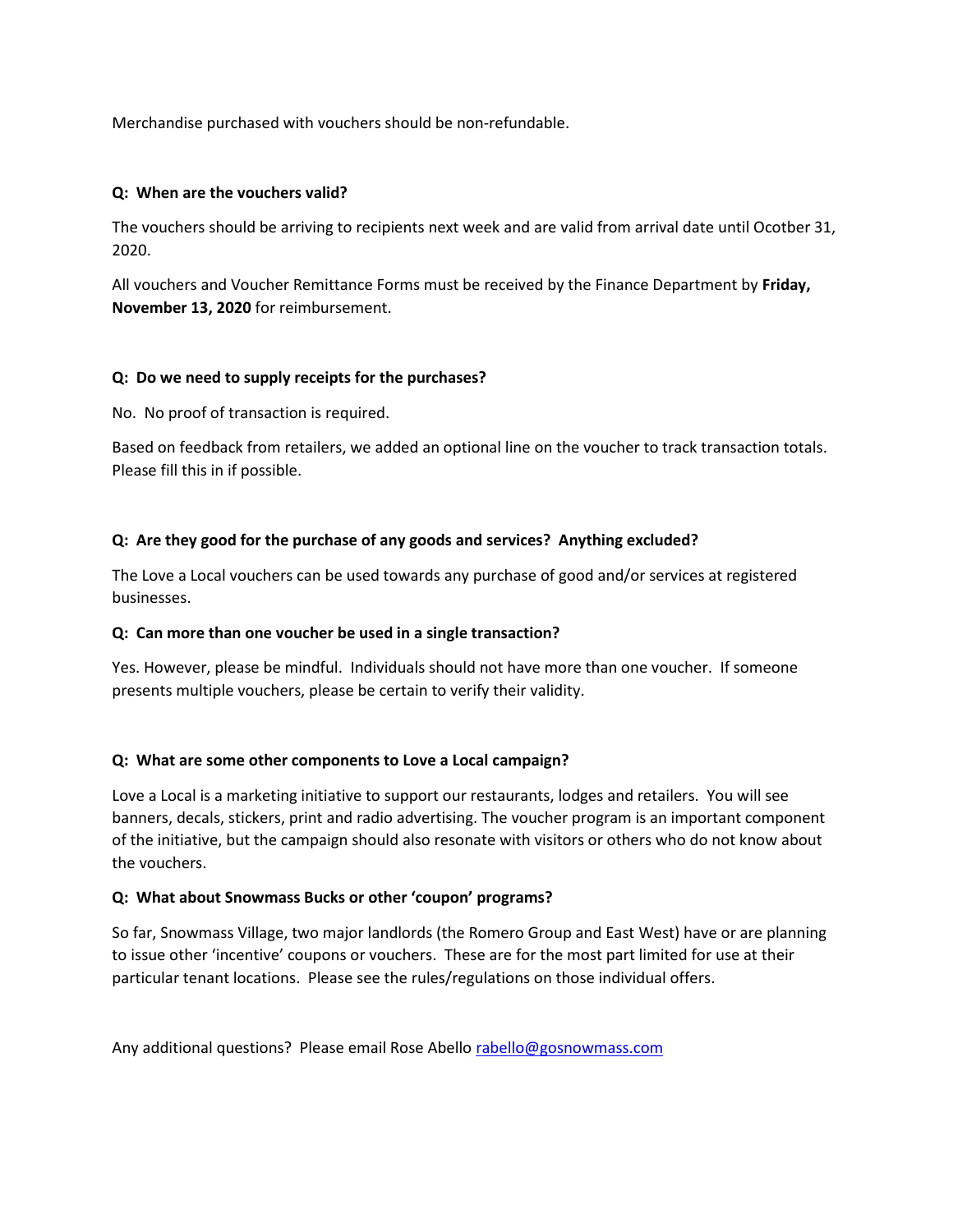Merchandise purchased with vouchers should be non-refundable.

**Q: When are the vouchers valid?**

The vouchers should be arriving to recipients next week and are valid from arrival date until Ocotber 31, 2020.

All vouchers and Voucher Remittance Forms must be received by the Finance Department by **Friday, November 13, 2020** for reimbursement.

**Q: Do we need to supply receipts for the purchases?**

No. No proof of transaction is required.

Based on feedback from retailers, we added an optional line on the voucher to track transaction totals. Please fill this in if possible.

**Q: Are they good for the purchase of any goods and services? Anything excluded?**

The Love a Local vouchers can be used towards any purchase of good and/or services at registered businesses.

**Q: Can more than one voucher be used in a single transaction?**

Yes. However, please be mindful. Individuals should not have more than one voucher. If someone presents multiple vouchers, please be certain to verify their validity.

**Q: What are some other components to Love a Local campaign?**

Love a Local is a marketing initiative to support our restaurants, lodges and retailers. You will see banners, decals, stickers, print and radio advertising. The voucher program is an important component of the initiative, but the campaign should also resonate with visitors or others who do not know about the vouchers.

**Q: What about Snowmass Bucks or other 'coupon' programs?**

So far, Snowmass Village, two major landlords (the Romero Group and East West) have or are planning to issue other 'incentive' coupons or vouchers. These are for the most part limited for use at their particular tenant locations. Please see the rules/regulations on those individual offers.

Any additional questions? Please email Rose Abello [rabello@gosnowmass.com](mailto:rabello@gosnowmass.com)